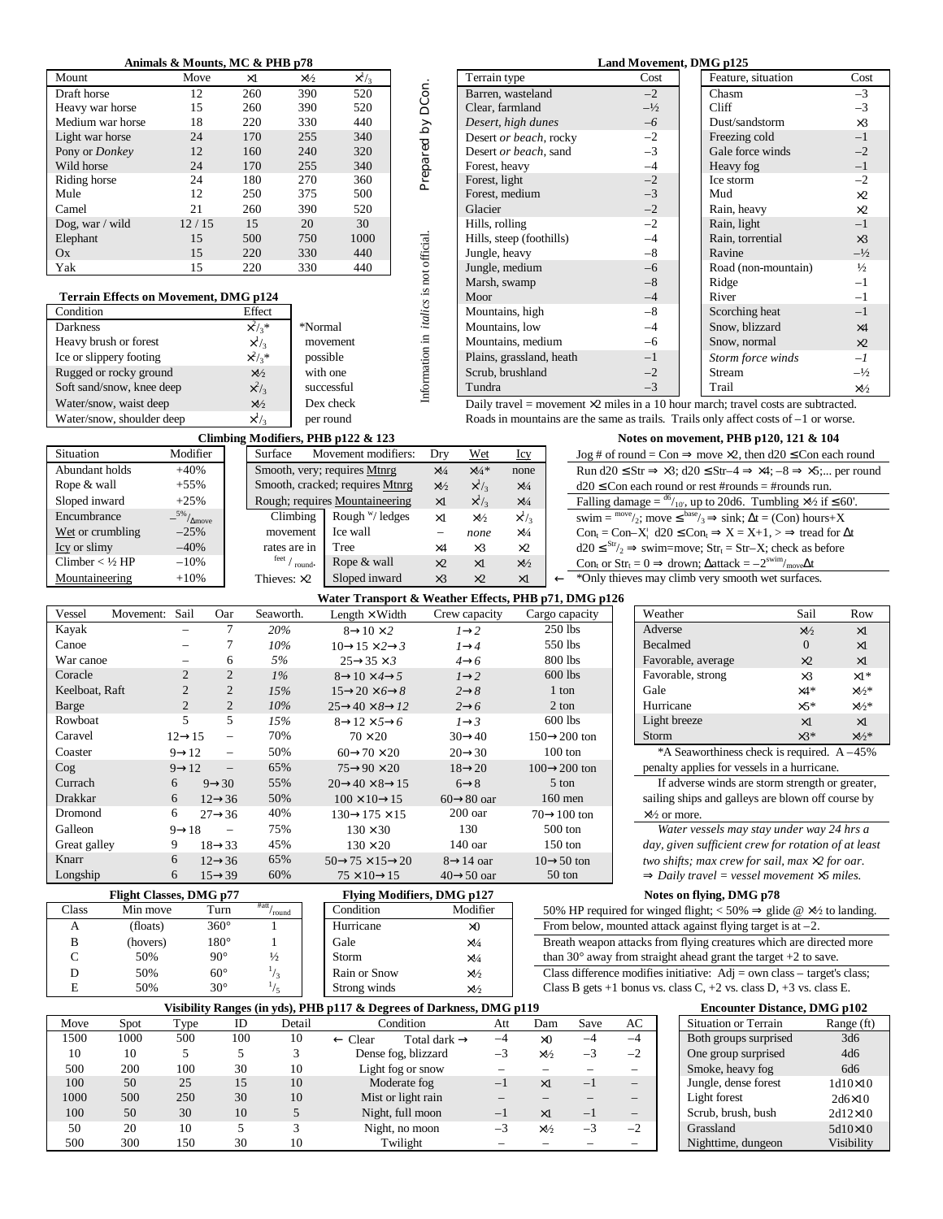## Animals & Mounts, MC & PHB p78

| Mount | Move | ×1 | ×½ | ×¹⁄₃ |
|---|---|---|---|---|
| Draft horse | 12 | 260 | 390 | 520 |
| Heavy war horse | 15 | 260 | 390 | 520 |
| Medium war horse | 18 | 220 | 330 | 440 |
| Light war horse | 24 | 170 | 255 | 340 |
| Pony or *Donkey* | 12 | 160 | 240 | 320 |
| Wild horse | 24 | 170 | 255 | 340 |
| Riding horse | 24 | 180 | 270 | 360 |
| Mule | 12 | 250 | 375 | 500 |
| Camel | 21 | 260 | 390 | 520 |
| Dog, war / wild | 12 / 15 | 15 | 20 | 30 |
| Elephant | 15 | 500 | 750 | 1000 |
| Ox | 15 | 220 | 330 | 440 |
| Yak | 15 | 220 | 330 | 440 |

Prepared by DCon. Information in *italics* is not official.

## Terrain Effects on Movement, DMG p124

| Condition | Effect |
|---|---|
| Darkness | ×¹⁄₃* |
| Heavy brush or forest | ×¹⁄₃ |
| Ice or slippery footing | ×¹⁄₃* |
| Rugged or rocky ground | ×½ |
| Soft sand/snow, knee deep | ×²⁄₃ |
| Water/snow, waist deep | ×½ |
| Water/snow, shoulder deep | ×¹⁄₃ |

*Normal movement possible with one successful Dex check per round

## Land Movement, DMG p125

| Terrain type | Cost | Feature, situation | Cost |
|---|---|---|---|
| Barren, wasteland | –2 | Chasm | –3 |
| Clear, farmland | –½ | Cliff | –3 |
| *Desert, high dunes* | –6 | Dust/sandstorm | ×3 |
| Desert *or beach*, rocky | –2 | Freezing cold | –1 |
| Desert *or beach*, sand | –3 | Gale force winds | –2 |
| Forest, heavy | –4 | Heavy fog | –1 |
| Forest, light | –2 | Ice storm | –2 |
| Forest, medium | –3 | Mud | ×2 |
| Glacier | –2 | Rain, heavy | ×2 |
| Hills, rolling | –2 | Rain, light | –1 |
| Hills, steep (foothills) | –4 | Rain, torrential | ×3 |
| Jungle, heavy | –8 | Ravine | –½ |
| Jungle, medium | –6 | Road (non-mountain) | ½ |
| Marsh, swamp | –8 | Ridge | –1 |
| Moor | –4 | River | –1 |
| Mountains, high | –8 | Scorching heat | –1 |
| Mountains, low | –4 | Snow, blizzard | ×4 |
| Mountains, medium | –6 | Snow, normal | ×2 |
| Plains, grassland, heath | –1 | *Storm force winds* | *–1* |
| Scrub, brushland | –2 | Stream | –½ |
| Tundra | –3 | Trail | ×½ |

Daily travel = movement ×2 miles in a 10 hour march; travel costs are subtracted. Roads in mountains are the same as trails. Trails only affect costs of –1 or worse.

## Climbing Modifiers, PHB p122 & 123

| Situation | Modifier |
|---|---|
| Abundant holds | +40% |
| Rope & wall | +55% |
| Sloped inward | +25% |
| Encumbrance | $-^{5\%}/_{\Delta move}$ |
| Wet or crumbling | –25% |
| Icy or slimy | –40% |
| Climber < ½ HP | –10% |
| Mountaineering | +10% |

| Surface | Movement modifiers: | Dry | Wet | Icy |
|---|---|---|---|---|
| Smooth, very; requires Mtnrg | | ×¼ | ×¼* | none |
| Smooth, cracked; requires Mtnrg | | ×½ | ×¹⁄₃ | ×¼ |
| Rough; requires Mountaineering | | ×1 | ×½ | ×¼ |
| Climbing movement rates are in feet / round. Thieves: ×2 | Rough w/ ledges | ×1 | ×½ | ×¹⁄₃ |
| | Ice wall | – | *none* | ×¼ |
| | Tree | ×4 | ×3 | ×2 |
| | Rope & wall | ×2 | ×1 | ×½ |
| | Sloped inward | ×3 | ×2 | ×1 |

*Only thieves may climb very smooth wet surfaces.

## Notes on movement, PHB p120, 121 & 104

- Jog # of round = Con ⇒ move ×2, then d20 ≤ Con each round
- Run d20 ≤ Str ⇒ ×3; d20 ≤ Str–4 ⇒ ×4; –8 ⇒ ×5;... per round
- d20 ≤ Con each round or rest #rounds = #rounds run.
- Falling damage = $^{d6}/_{10'}$, up to 20d6. Tumbling ×½ if ≤ 60'.
- swim = $^{move}/_2$; move ≤ $^{base}/_3$ ⇒ sink; Δt = (Con) hours+X
- $Con_t$ = Con–X¦ d20 ≤ $Con_t$ ⇒ X = X+1, > ⇒ tread for Δt
- d20 ≤ $^{Str}/_2$ ⇒ swim=move; $Str_t$ = Str–X; check as before
- $Con_t$ or $Str_t$ = 0 ⇒ drown; Δattack = $-2^{swim}/_{move}$Δt

## Water Transport & Weather Effects, PHB p71, DMG p126

| Vessel | Movement: Sail | Oar | Seaworth. | Length × Width | Crew capacity | Cargo capacity |
|---|---|---|---|---|---|---|
| Kayak | – | 7 | *20%* | 8→10 ×*2* | *1→2* | 250 lbs |
| Canoe | – | 7 | *10%* | 10→15 ×*2→3* | *1→4* | 550 lbs |
| War canoe | – | 6 | *5%* | 25→35 ×*3* | *4→6* | 800 lbs |
| Coracle | 2 | 2 | *1%* | 8→10 ×*4→5* | *1→2* | 600 lbs |
| Keelboat, Raft | 2 | 2 | *15%* | 15→20 ×*6→8* | *2→8* | 1 ton |
| Barge | 2 | 2 | *10%* | 25→40 ×*8→12* | *2→6* | 2 ton |
| Rowboat | 5 | 5 | *15%* | 8→12 ×*5→6* | *1→3* | 600 lbs |
| Caravel | 12→15 | – | 70% | 70 ×20 | 30→40 | 150→200 ton |
| Coaster | 9→12 | – | 50% | 60→70 ×20 | 20→30 | 100 ton |
| Cog | 9→12 | – | 65% | 75→90 ×20 | 18→20 | 100→200 ton |
| Curragh | 6 | 9→30 | 55% | 20→40 ×8→15 | 6→8 | 5 ton |
| Drakkar | 6 | 12→36 | 50% | 100 ×10→15 | 60→80 oar | 160 men |
| Dromond | 6 | 27→36 | 40% | 130→175 ×15 | 200 oar | 70→100 ton |
| Galleon | 9→18 | – | 75% | 130 ×30 | 130 | 500 ton |
| Great galley | 9 | 18→33 | 45% | 130 ×20 | 140 oar | 150 ton |
| Knarr | 6 | 12→36 | 65% | 50→75 ×15→20 | 8→14 oar | 10→50 ton |
| Longship | 6 | 15→39 | 60% | 75 ×10→15 | 40→50 oar | 50 ton |

| Weather | Sail | Row |
|---|---|---|
| Adverse | ×½ | ×1 |
| Becalmed | 0 | ×1 |
| Favorable, average | ×2 | ×1 |
| Favorable, strong | ×3 | ×1* |
| Gale | ×4* | ×½* |
| Hurricane | ×5* | ×½* |
| Light breeze | ×1 | ×1 |
| Storm | ×3* | ×½* |

*A Seaworthiness check is required. A –45% penalty applies for vessels in a hurricane.

If adverse winds are storm strength or greater, sailing ships and galleys are blown off course by ×½ or more.

*Water vessels may stay under way 24 hrs a day, given sufficient crew for rotation of at least two shifts; max crew for sail, max ×2 for oar.*

*⇒ Daily travel = vessel movement ×5 miles.*

## Flight Classes, DMG p77

| Class | Min move | Turn | $^{\#att}/_{round}$ |
|---|---|---|---|
| A | (floats) | 360° | 1 |
| B | (hovers) | 180° | 1 |
| C | 50% | 90° | ½ |
| D | 50% | 60° | ¹⁄₃ |
| E | 50% | 30° | ¹⁄₅ |

## Flying Modifiers, DMG p127

| Condition | Modifier |
|---|---|
| Hurricane | ×0 |
| Gale | ×¼ |
| Storm | ×¼ |
| Rain or Snow | ×½ |
| Strong winds | ×½ |

## Notes on flying, DMG p78

- 50% HP required for winged flight; < 50% ⇒ glide @ ×½ to landing.
- From below, mounted attack against flying target is at –2.
- Breath weapon attacks from flying creatures which are directed more than 30° away from straight ahead grant the target +2 to save.
- Class difference modifies initiative: Adj = own class – target's class; Class B gets +1 bonus vs. class C, +2 vs. class D, +3 vs. class E.

## Visibility Ranges (in yds), PHB p117 & Degrees of Darkness, DMG p119

| Move | Spot | Type | ID | Detail | Condition | Att | Dam | Save | AC |
|---|---|---|---|---|---|---|---|---|---|
| 1500 | 1000 | 500 | 100 | 10 | ← Clear / Total dark → | –4 | ×0 | –4 | –4 |
| 10 | 10 | 5 | 5 | 3 | Dense fog, blizzard | –3 | ×½ | –3 | –2 |
| 500 | 200 | 100 | 30 | 10 | Light fog or snow | – | – | – | – |
| 100 | 50 | 25 | 15 | 10 | Moderate fog | –1 | ×1 | –1 | – |
| 1000 | 500 | 250 | 30 | 10 | Mist or light rain | – | – | – | – |
| 100 | 50 | 30 | 10 | 5 | Night, full moon | –1 | ×1 | –1 | – |
| 50 | 20 | 10 | 5 | 3 | Night, no moon | –3 | ×½ | –3 | –2 |
| 500 | 300 | 150 | 30 | 10 | Twilight | – | – | – | – |

## Encounter Distance, DMG p102

| Situation or Terrain | Range (ft) |
|---|---|
| Both groups surprised | 3d6 |
| One group surprised | 4d6 |
| Smoke, heavy fog | 6d6 |
| Jungle, dense forest | 1d10×10 |
| Light forest | 2d6×10 |
| Scrub, brush, bush | 2d12×10 |
| Grassland | 5d10×10 |
| Nighttime, dungeon | Visibility |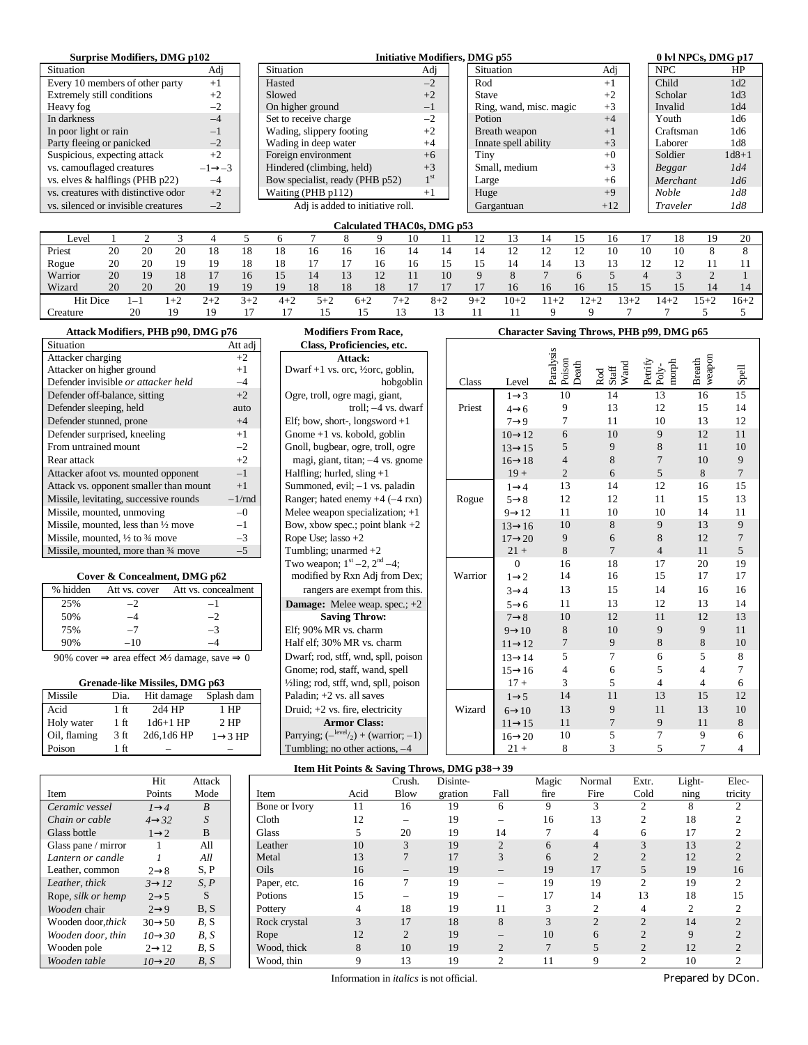### Surprise Modifiers, DMG p102

| Situation | Adj |
|---|---|
| Every 10 members of other party | +1 |
| Extremely still conditions | +2 |
| Heavy fog | –2 |
| In darkness | –4 |
| In poor light or rain | –1 |
| Party fleeing or panicked | –2 |
| Suspicious, expecting attack | +2 |
| vs. camouflaged creatures | –1→–3 |
| vs. elves & halflings (PHB p22) | –4 |
| vs. creatures with distinctive odor | +2 |
| vs. silenced or invisible creatures | –2 |

### Initiative Modifiers, DMG p55

| Situation | Adj |
|---|---|
| Hasted | –2 |
| Slowed | +2 |
| On higher ground | –1 |
| Set to receive charge | –2 |
| Wading, slippery footing | +2 |
| Wading in deep water | +4 |
| Foreign environment | +6 |
| Hindered (climbing, held) | +3 |
| Bow specialist, ready (PHB p52) | 1st |
| Waiting (PHB p112) | +1 |

Adj is added to initiative roll.

| Situation | Adj |
|---|---|
| Rod | +1 |
| Stave | +2 |
| Ring, wand, misc. magic | +3 |
| Potion | +4 |
| Breath weapon | +1 |
| Innate spell ability | +3 |
| Tiny | +0 |
| Small, medium | +3 |
| Large | +6 |
| Huge | +9 |
| Gargantuan | +12 |

### 0 lvl NPCs, DMG p17

| NPC | HP |
|---|---|
| Child | 1d2 |
| Scholar | 1d3 |
| Invalid | 1d4 |
| Youth | 1d6 |
| Craftsman | 1d6 |
| Laborer | 1d8 |
| Soldier | 1d8+1 |
| *Beggar* | *1d4* |
| *Merchant* | *1d6* |
| *Noble* | *1d8* |
| *Traveler* | *1d8* |

### Calculated THAC0s, DMG p53

| Level | 1 | 2 | 3 | 4 | 5 | 6 | 7 | 8 | 9 | 10 | 11 | 12 | 13 | 14 | 15 | 16 | 17 | 18 | 19 | 20 |
|---|---|---|---|---|---|---|---|---|---|---|---|---|---|---|---|---|---|---|---|---|
| Priest | 20 | 20 | 20 | 18 | 18 | 18 | 16 | 16 | 16 | 14 | 14 | 14 | 12 | 12 | 12 | 10 | 10 | 10 | 8 | 8 |
| Rogue | 20 | 20 | 19 | 19 | 18 | 18 | 17 | 17 | 16 | 16 | 15 | 15 | 14 | 14 | 13 | 13 | 12 | 12 | 11 | 11 |
| Warrior | 20 | 19 | 18 | 17 | 16 | 15 | 14 | 13 | 12 | 11 | 10 | 9 | 8 | 7 | 6 | 5 | 4 | 3 | 2 | 1 |
| Wizard | 20 | 20 | 20 | 19 | 19 | 19 | 18 | 18 | 18 | 17 | 17 | 17 | 16 | 16 | 16 | 15 | 15 | 15 | 14 | 14 |

| Hit Dice | 1– | 1+2 | 2+2 | 3+2 | 4+2 | 5+2 | 6+2 | 7+2 | 8+2 | 9+2 | 10+2 | 11+2 | 12+2 | 13+2 | 14+2 | 15+2 | 16+2 |
|---|---|---|---|---|---|---|---|---|---|---|---|---|---|---|---|---|---|
| Creature | 20 | 19 | 19 | 17 | 17 | 15 | 15 | 13 | 13 | 11 | 11 | 9 | 9 | 7 | 7 | 5 | 5 |

### Attack Modifiers, PHB p90, DMG p76

| Situation | Att adj |
|---|---|
| Attacker charging | +2 |
| Attacker on higher ground | +1 |
| Defender invisible *or attacker held* | –4 |
| Defender off-balance, sitting | +2 |
| Defender sleeping, held | auto |
| Defender stunned, prone | +4 |
| Defender surprised, kneeling | +1 |
| From untrained mount | –2 |
| Rear attack | +2 |
| Attacker afoot vs. mounted opponent | –1 |
| Attack vs. opponent smaller than mount | +1 |
| Missile, levitating, successive rounds | –1/rnd |
| Missile, mounted, unmoving | –0 |
| Missile, mounted, less than ½ move | –1 |
| Missile, mounted, ½ to ¾ move | –3 |
| Missile, mounted, more than ¾ move | –5 |

### Cover & Concealment, DMG p62

| % hidden | Att vs. cover | Att vs. concealment |
|---|---|---|
| 25% | –2 | –1 |
| 50% | –4 | –2 |
| 75% | –7 | –3 |
| 90% | –10 | –4 |

90% cover ⇒ area effect ×½ damage, save ⇒ 0

### Grenade-like Missiles, DMG p63

| Missile | Dia. | Hit damage | Splash dam |
|---|---|---|---|
| Acid | 1 ft | 2d4 HP | 1 HP |
| Holy water | 1 ft | 1d6+1 HP | 2 HP |
| Oil, flaming | 3 ft | 2d6,1d6 HP | 1→3 HP |
| Poison | 1 ft | – | – |

### Modifiers From Race, Class, Proficiencies, etc.

**Attack:**
- Dwarf +1 vs. orc, ½orc, goblin, hobgoblin
- Ogre, troll, ogre magi, giant, troll; –4 vs. dwarf
- Elf; bow, short-, longsword +1
- Gnome +1 vs. kobold, goblin
- Gnoll, bugbear, ogre, troll, ogre magi, giant, titan; –4 vs. gnome
- Halfling; hurled, sling +1
- Summoned, evil; –1 vs. paladin
- Ranger; hated enemy +4 (–4 rxn)
- Melee weapon specialization; +1
- Bow, xbow spec.; point blank +2
- Rope Use; lasso +2
- Tumbling; unarmed +2
- Two weapon; 1st –2, 2nd –4; modified by Rxn Adj from Dex; rangers are exempt from this.

**Damage:** Melee weap. spec.; +2

**Saving Throw:**
- Elf; 90% MR vs. charm
- Half elf; 30% MR vs. charm
- Dwarf; rod, stff, wnd, spll, poison
- Gnome; rod, staff, wand, spell
- ½ling; rod, stff, wnd, spll, poison
- Paladin; +2 vs. all saves
- Druid; +2 vs. fire, electricity

**Armor Class:**
- Parrying; (–level/2) + (warrior; –1)
- Tumbling; no other actions, –4

### Character Saving Throws, PHB p99, DMG p65

| Class | Level | Paralysis Poison Death | Rod Staff Wand | Petrify Poly-morph | Breath weapon | Spell |
|---|---|---|---|---|---|---|
| Priest | 1→3 | 10 | 14 | 13 | 16 | 15 |
| | 4→6 | 9 | 13 | 12 | 15 | 14 |
| | 7→9 | 7 | 11 | 10 | 13 | 12 |
| | 10→12 | 6 | 10 | 9 | 12 | 11 |
| | 13→15 | 5 | 9 | 8 | 11 | 10 |
| | 16→18 | 4 | 8 | 7 | 10 | 9 |
| | 19 + | 2 | 6 | 5 | 8 | 7 |
| Rogue | 1→4 | 13 | 14 | 12 | 16 | 15 |
| | 5→8 | 12 | 12 | 11 | 15 | 13 |
| | 9→12 | 11 | 10 | 10 | 14 | 11 |
| | 13→16 | 10 | 8 | 9 | 13 | 9 |
| | 17→20 | 9 | 6 | 8 | 12 | 7 |
| | 21 + | 8 | 7 | 4 | 11 | 5 |
| Warrior | 0 | 16 | 18 | 17 | 20 | 19 |
| | 1→2 | 14 | 16 | 15 | 17 | 17 |
| | 3→4 | 13 | 15 | 14 | 16 | 16 |
| | 5→6 | 11 | 13 | 12 | 13 | 14 |
| | 7→8 | 10 | 12 | 11 | 12 | 13 |
| | 9→10 | 8 | 10 | 9 | 9 | 11 |
| | 11→12 | 7 | 9 | 8 | 8 | 10 |
| | 13→14 | 5 | 7 | 6 | 5 | 8 |
| | 15→16 | 4 | 6 | 5 | 4 | 7 |
| | 17 + | 3 | 5 | 4 | 4 | 6 |
| Wizard | 1→5 | 14 | 11 | 13 | 15 | 12 |
| | 6→10 | 13 | 9 | 11 | 13 | 10 |
| | 11→15 | 11 | 7 | 9 | 11 | 8 |
| | 16→20 | 10 | 5 | 7 | 9 | 6 |
| | 21 + | 8 | 3 | 5 | 7 | 4 |

### Item Hit Points & Saving Throws, DMG p38→39

| Item | Hit Points | Attack Mode |
|---|---|---|
| *Ceramic vessel* | *1→4* | *B* |
| *Chain or cable* | *4→32* | *S* |
| Glass bottle | 1→2 | B |
| Glass pane / mirror | 1 | All |
| *Lantern or candle* | *1* | *All* |
| Leather, common | 2→8 | S, P |
| *Leather, thick* | *3→12* | *S, P* |
| Rope, *silk or hemp* | 2→5 | S |
| *Wooden* chair | 2→9 | B, S |
| Wooden door,*thick* | 30→50 | B, S |
| *Wooden door, thin* | *10→30* | *B, S* |
| Wooden pole | 2→12 | B, S |
| *Wooden table* | *10→20* | *B, S* |

| Item | Acid | Crush. Blow | Disinte-gration | Fall | Magic fire | Normal Fire | Extr. Cold | Light-ning | Elec-tricity |
|---|---|---|---|---|---|---|---|---|---|
| Bone or Ivory | 11 | 16 | 19 | 6 | 9 | 3 | 2 | 8 | 2 |
| Cloth | 12 | – | 19 | – | 16 | 13 | 2 | 18 | 2 |
| Glass | 5 | 20 | 19 | 14 | 7 | 4 | 6 | 17 | 2 |
| Leather | 10 | 3 | 19 | 2 | 6 | 4 | 3 | 13 | 2 |
| Metal | 13 | 7 | 17 | 3 | 6 | 2 | 2 | 12 | 2 |
| Oils | 16 | – | 19 | – | 19 | 17 | 5 | 19 | 16 |
| Paper, etc. | 16 | 7 | 19 | – | 19 | 19 | 2 | 19 | 2 |
| Potions | 15 | – | 19 | – | 17 | 14 | 13 | 18 | 15 |
| Pottery | 4 | 18 | 19 | 11 | 3 | 2 | 4 | 2 | 2 |
| Rock crystal | 3 | 17 | 18 | 8 | 3 | 2 | 2 | 14 | 2 |
| Rope | 12 | 2 | 19 | – | 10 | 6 | 2 | 9 | 2 |
| Wood, thick | 8 | 10 | 19 | 2 | 7 | 5 | 2 | 12 | 2 |
| Wood, thin | 9 | 13 | 19 | 2 | 11 | 9 | 2 | 10 | 2 |

Information in *italics* is not official.

Prepared by DCon.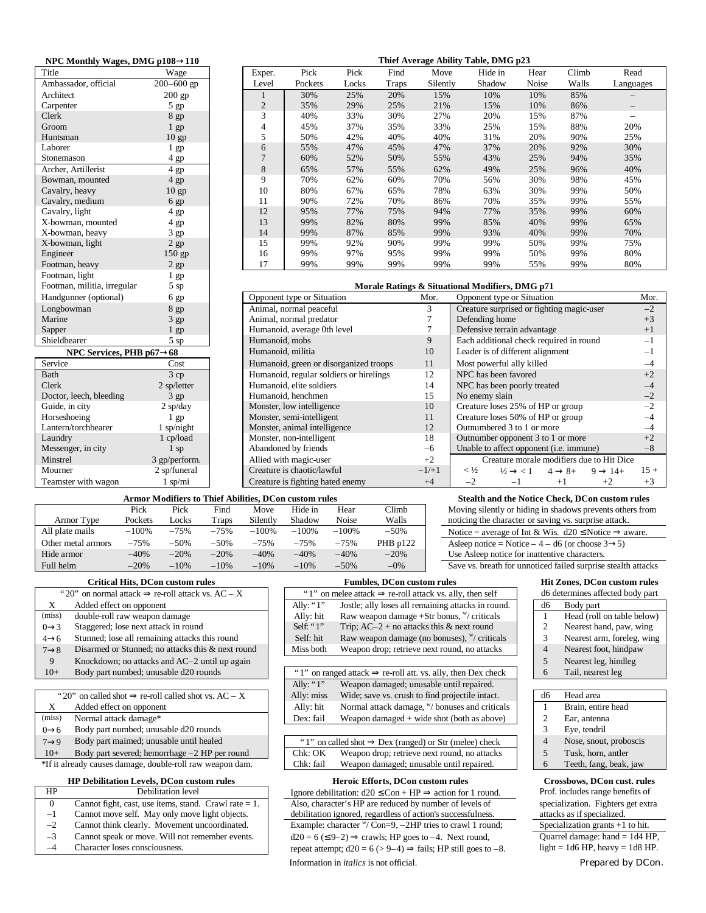**NPC Monthly Wages, DMG p108→110**

| Title | Wage |
|---|---|
| Ambassador, official | 200–600 gp |
| Architect | 200 gp |
| Carpenter | 5 gp |
| Clerk | 8 gp |
| Groom | 1 gp |
| Huntsman | 10 gp |
| Laborer | 1 gp |
| Stonemason | 4 gp |
| Archer, Artillerist | 4 gp |
| Bowman, mounted | 4 gp |
| Cavalry, heavy | 10 gp |
| Cavalry, medium | 6 gp |
| Cavalry, light | 4 gp |
| X-bowman, mounted | 4 gp |
| X-bowman, heavy | 3 gp |
| X-bowman, light | 2 gp |
| Engineer | 150 gp |
| Footman, heavy | 2 gp |
| Footman, light | 1 gp |
| Footman, militia, irregular | 5 sp |
| Handgunner (optional) | 6 gp |
| Longbowman | 8 gp |
| Marine | 3 gp |
| Sapper | 1 gp |
| Shieldbearer | 5 sp |

**NPC Services, PHB p67→68**

| Service | Cost |
|---|---|
| Bath | 3 cp |
| Clerk | 2 sp/letter |
| Doctor, leech, bleeding | 3 gp |
| Guide, in city | 2 sp/day |
| Horseshoeing | 1 gp |
| Lantern/torchbearer | 1 sp/night |
| Laundry | 1 cp/load |
| Messenger, in city | 1 sp |
| Minstrel | 3 gp/perform. |
| Mourner | 2 sp/funeral |
| Teamster with wagon | 1 sp/mi |

**Thief Average Ability Table, DMG p23**

| Exper. Level | Pick Pockets | Pick Locks | Find Traps | Move Silently | Hide in Shadow | Hear Noise | Climb Walls | Read Languages |
|---|---|---|---|---|---|---|---|---|
| 1 | 30% | 25% | 20% | 15% | 10% | 10% | 85% | – |
| 2 | 35% | 29% | 25% | 21% | 15% | 10% | 86% | – |
| 3 | 40% | 33% | 30% | 27% | 20% | 15% | 87% | – |
| 4 | 45% | 37% | 35% | 33% | 25% | 15% | 88% | 20% |
| 5 | 50% | 42% | 40% | 40% | 31% | 20% | 90% | 25% |
| 6 | 55% | 47% | 45% | 47% | 37% | 20% | 92% | 30% |
| 7 | 60% | 52% | 50% | 55% | 43% | 25% | 94% | 35% |
| 8 | 65% | 57% | 55% | 62% | 49% | 25% | 96% | 40% |
| 9 | 70% | 62% | 60% | 70% | 56% | 30% | 98% | 45% |
| 10 | 80% | 67% | 65% | 78% | 63% | 30% | 99% | 50% |
| 11 | 90% | 72% | 70% | 86% | 70% | 35% | 99% | 55% |
| 12 | 95% | 77% | 75% | 94% | 77% | 35% | 99% | 60% |
| 13 | 99% | 82% | 80% | 99% | 85% | 40% | 99% | 65% |
| 14 | 99% | 87% | 85% | 99% | 93% | 40% | 99% | 70% |
| 15 | 99% | 92% | 90% | 99% | 99% | 50% | 99% | 75% |
| 16 | 99% | 97% | 95% | 99% | 99% | 50% | 99% | 80% |
| 17 | 99% | 99% | 99% | 99% | 99% | 55% | 99% | 80% |

**Morale Ratings & Situational Modifiers, DMG p71**

| Opponent type or Situation | Mor. | Opponent type or Situation | Mor. |
|---|---|---|---|
| Animal, normal peaceful | 3 | Creature surprised or fighting magic-user | –2 |
| Animal, normal predator | 7 | Defending home | +3 |
| Humanoid, average 0th level | 7 | Defensive terrain advantage | +1 |
| Humanoid, mobs | 9 | Each additional check required in round | –1 |
| Humanoid, militia | 10 | Leader is of different alignment | –1 |
| Humanoid, green or disorganized troops | 11 | Most powerful ally killed | –4 |
| Humanoid, regular soldiers or hirelings | 12 | NPC has been favored | +2 |
| Humanoid, elite soldiers | 14 | NPC has been poorly treated | –4 |
| Humanoid, henchmen | 15 | No enemy slain | –2 |
| Monster, low intelligence | 10 | Creature loses 25% of HP or group | –2 |
| Monster, semi-intelligent | 11 | Creature loses 50% of HP or group | –4 |
| Monster, animal intelligence | 12 | Outnumbered 3 to 1 or more | –4 |
| Monster, non-intelligent | 18 | Outnumber opponent 3 to 1 or more | +2 |
| Abandoned by friends | –6 | Unable to affect opponent (i.e. immune) | –8 |
| Allied with magic-user | +2 | Creature morale modifiers due to Hit Dice | |
| Creature is chaotic/lawful | –1/+1 | < ½: –2; ½ → < 1: –1; 4 → 8+: +1; 9 → 14+: +2; 15 +: +3 | |
| Creature is fighting hated enemy | +4 | | |

**Armor Modifiers to Thief Abilities, DCon custom rules**

| Armor Type | Pick Pockets | Pick Locks | Find Traps | Move Silently | Hide in Shadow | Hear Noise | Climb Walls |
|---|---|---|---|---|---|---|---|
| All plate mails | –100% | –75% | –75% | –100% | –100% | –100% | –50% |
| Other metal armors | –75% | –50% | –50% | –75% | –75% | –75% | PHB p122 |
| Hide armor | –40% | –20% | –20% | –40% | –40% | –40% | –20% |
| Full helm | –20% | –10% | –10% | –10% | –20% | –50% | –0% |

**Stealth and the Notice Check, DCon custom rules**

Moving silently or hiding in shadows prevents others from noticing the character or saving vs. surprise attack.

Notice = average of Int & Wis. d20 ≤ Notice ⇒ aware.

Asleep notice = Notice – 4 – d6 (or choose 3→5)

Use Asleep notice for inattentive characters.

Save vs. breath for unnoticed failed surprise stealth attacks

**Critical Hits, DCon custom rules**

| "20" on normal attack ⇒ re-roll attack vs. AC – X | |
|---|---|
| X | Added effect on opponent |
| (miss) | double-roll raw weapon damage |
| 0→3 | Staggered; lose next attack in round |
| 4→6 | Stunned; lose all remaining attacks this round |
| 7→8 | Disarmed or Stunned; no attacks this & next round |
| 9 | Knockdown; no attacks and AC–2 until up again |
| 10+ | Body part numbed; unusable d20 rounds |

| "20" on called shot ⇒ re-roll called shot vs. AC – X | |
|---|---|
| X | Added effect on opponent |
| (miss) | Normal attack damage* |
| 0→6 | Body part numbed; unusable d20 rounds |
| 7→9 | Body part maimed; unusable until healed |
| 10+ | Body part severed; hemorrhage –2 HP per round |

*If it already causes damage, double-roll raw weapon dam.

**Fumbles, DCon custom rules**

| "1" on melee attack ⇒ re-roll attack vs. ally, then self | |
|---|---|
| Ally: "1" | Jostle; ally loses all remaining attacks in round. |
| Ally: hit | Raw weapon damage +Str bonus, ʷ/ criticals |
| Self: "1" | Trip; AC–2 + no attacks this & next round |
| Self: hit | Raw weapon damage (no bonuses), ʷ/ criticals |
| Miss both | Weapon drop; retrieve next round, no attacks |

| "1" on ranged attack ⇒ re-roll att. vs. ally, then Dex check | |
|---|---|
| Ally: "1" | Weapon damaged; unusable until repaired. |
| Ally: miss | Wide; save vs. crush to find projectile intact. |
| Ally: hit | Normal attack damage, ʷ/ bonuses and criticals |
| Dex: fail | Weapon damaged + wide shot (both as above) |

| "1" on called shot ⇒ Dex (ranged) or Str (melee) check | |
|---|---|
| Chk: OK | Weapon drop; retrieve next round, no attacks |
| Chk: fail | Weapon damaged; unusable until repaired. |

**Hit Zones, DCon custom rules**

d6 determines affected body part

| d6 | Body part |
|---|---|
| 1 | Head (roll on table below) |
| 2 | Nearest hand, paw, wing |
| 3 | Nearest arm, foreleg, wing |
| 4 | Nearest foot, hindpaw |
| 5 | Nearest leg, hindleg |
| 6 | Tail, nearest leg |

| d6 | Head area |
|---|---|
| 1 | Brain, entire head |
| 2 | Ear, antenna |
| 3 | Eye, tendril |
| 4 | Nose, snout, proboscis |
| 5 | Tusk, horn, antler |
| 6 | Teeth, fang, beak, jaw |

**HP Debilitation Levels, DCon custom rules**

| HP | Debilitation level |
|---|---|
| 0 | Cannot fight, cast, use items, stand. Crawl rate = 1. |
| –1 | Cannot move self. May only move light objects. |
| –2 | Cannot think clearly. Movement uncoordinated. |
| –3 | Cannot speak or move. Will not remember events. |
| –4 | Character loses consciousness. |

**Heroic Efforts, DCon custom rules**

Ignore debilitation: d20 ≤ Con + HP ⇒ action for 1 round.

Also, character's HP are reduced by number of levels of debilitation ignored, regardless of action's successfulness.

Example: character ʷ/ Con=9, –2HP tries to crawl 1 round; d20 = 6 (≤ 9–2) ⇒ crawls; HP goes to –4. Next round, repeat attempt; d20 = 6 (> 9–4) ⇒ fails; HP still goes to –8.

**Crossbows, DCon cust. rules**

Prof. includes range benefits of specialization. Fighters get extra attacks as if specialized.

Specialization grants +1 to hit.

Quarrel damage: hand = 1d4 HP, light = 1d6 HP, heavy = 1d8 HP.

Information in *italics* is not official.

Prepared by DCon.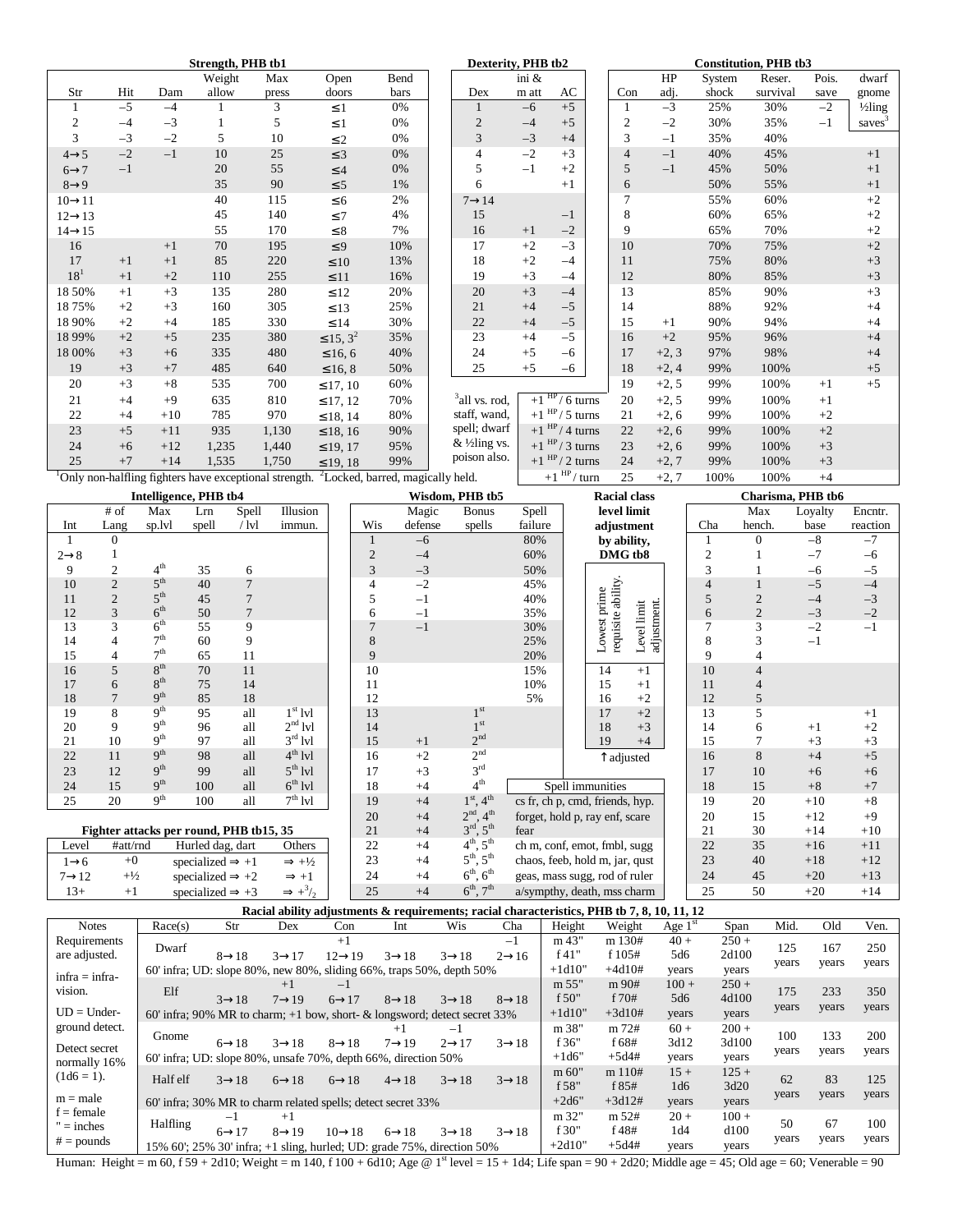## Strength, PHB tb1

| Str | Hit | Dam | Weight allow | Max press | Open doors | Bend bars |
|---|---|---|---|---|---|---|
| 1 | −5 | −4 | 1 | 3 | ≤1 | 0% |
| 2 | −4 | −3 | 1 | 5 | ≤1 | 0% |
| 3 | −3 | −2 | 5 | 10 | ≤2 | 0% |
| 4→5 | −2 | −1 | 10 | 25 | ≤3 | 0% |
| 6→7 | −1 | | 20 | 55 | ≤4 | 0% |
| 8→9 | | | 35 | 90 | ≤5 | 1% |
| 10→11 | | | 40 | 115 | ≤6 | 2% |
| 12→13 | | | 45 | 140 | ≤7 | 4% |
| 14→15 | | | 55 | 170 | ≤8 | 7% |
| 16 | | +1 | 70 | 195 | ≤9 | 10% |
| 17 | +1 | +1 | 85 | 220 | ≤10 | 13% |
| 18[1] | +1 | +2 | 110 | 255 | ≤11 | 16% |
| 18 50% | +1 | +3 | 135 | 280 | ≤12 | 20% |
| 18 75% | +2 | +3 | 160 | 305 | ≤13 | 25% |
| 18 90% | +2 | +4 | 185 | 330 | ≤14 | 30% |
| 18 99% | +2 | +5 | 235 | 380 | ≤15, 3[2] | 35% |
| 18 00% | +3 | +6 | 335 | 480 | ≤16, 6 | 40% |
| 19 | +3 | +7 | 485 | 640 | ≤16, 8 | 50% |
| 20 | +3 | +8 | 535 | 700 | ≤17, 10 | 60% |
| 21 | +4 | +9 | 635 | 810 | ≤17, 12 | 70% |
| 22 | +4 | +10 | 785 | 970 | ≤18, 14 | 80% |
| 23 | +5 | +11 | 935 | 1,130 | ≤18, 16 | 90% |
| 24 | +6 | +12 | 1,235 | 1,440 | ≤19, 17 | 95% |
| 25 | +7 | +14 | 1,535 | 1,750 | ≤19, 18 | 99% |

[1]Only non-halfling fighters have exceptional strength. [2]Locked, barred, magically held.

## Dexterity, PHB tb2

| Dex | ini & m att | AC |
|---|---|---|
| 1 | −6 | +5 |
| 2 | −4 | +5 |
| 3 | −3 | +4 |
| 4 | −2 | +3 |
| 5 | −1 | +2 |
| 6 | | +1 |
| 7→14 | | |
| 15 | | −1 |
| 16 | +1 | −2 |
| 17 | +2 | −3 |
| 18 | +2 | −4 |
| 19 | +3 | −4 |
| 20 | +3 | −4 |
| 21 | +4 | −5 |
| 22 | +4 | −5 |
| 23 | +4 | −5 |
| 24 | +5 | −6 |
| 25 | +5 | −6 |

[3]all vs. rod, staff, wand, spell; dwarf & ½ling vs. poison also.

| Regeneration |
|---|
| +1 HP / 6 turns |
| +1 HP / 5 turns |
| +1 HP / 4 turns |
| +1 HP / 3 turns |
| +1 HP / 2 turns |
| +1 HP / turn |

## Constitution, PHB tb3

| Con | HP adj. | System shock | Reser. survival | Pois. save | dwarf gnome ½ling saves[3] |
|---|---|---|---|---|---|
| 1 | −3 | 25% | 30% | −2 | |
| 2 | −2 | 30% | 35% | −1 | |
| 3 | −1 | 35% | 40% | | |
| 4 | −1 | 40% | 45% | | +1 |
| 5 | −1 | 45% | 50% | | +1 |
| 6 | | 50% | 55% | | +1 |
| 7 | | 55% | 60% | | +2 |
| 8 | | 60% | 65% | | +2 |
| 9 | | 65% | 70% | | +2 |
| 10 | | 70% | 75% | | +2 |
| 11 | | 75% | 80% | | +3 |
| 12 | | 80% | 85% | | +3 |
| 13 | | 85% | 90% | | +3 |
| 14 | | 88% | 92% | | +4 |
| 15 | +1 | 90% | 94% | | +4 |
| 16 | +2 | 95% | 96% | | +4 |
| 17 | +2, 3 | 97% | 98% | | +4 |
| 18 | +2, 4 | 99% | 100% | | +5 |
| 19 | +2, 5 | 99% | 100% | +1 | +5 |
| 20 | +2, 5 | 99% | 100% | +1 | |
| 21 | +2, 6 | 99% | 100% | +2 | |
| 22 | +2, 6 | 99% | 100% | +2 | |
| 23 | +2, 6 | 99% | 100% | +3 | |
| 24 | +2, 7 | 99% | 100% | +3 | |
| 25 | +2, 7 | 100% | 100% | +4 | |

## Intelligence, PHB tb4

| Int | # of Lang | Max sp.lvl | Lrn spell | Spell / lvl | Illusion immun. |
|---|---|---|---|---|---|
| 1 | 0 | | | | |
| 2→8 | 1 | | | | |
| 9 | 2 | 4th | 35 | 6 | |
| 10 | 2 | 5th | 40 | 7 | |
| 11 | 2 | 5th | 45 | 7 | |
| 12 | 3 | 6th | 50 | 7 | |
| 13 | 3 | 6th | 55 | 9 | |
| 14 | 4 | 7th | 60 | 9 | |
| 15 | 4 | 7th | 65 | 11 | |
| 16 | 5 | 8th | 70 | 11 | |
| 17 | 6 | 8th | 75 | 14 | |
| 18 | 7 | 9th | 85 | 18 | |
| 19 | 8 | 9th | 95 | all | 1st lvl |
| 20 | 9 | 9th | 96 | all | 2nd lvl |
| 21 | 10 | 9th | 97 | all | 3rd lvl |
| 22 | 11 | 9th | 98 | all | 4th lvl |
| 23 | 12 | 9th | 99 | all | 5th lvl |
| 24 | 15 | 9th | 100 | all | 6th lvl |
| 25 | 20 | 9th | 100 | all | 7th lvl |

## Fighter attacks per round, PHB tb15, 35

| Level | #att/rnd | Hurled dag, dart | Others |
|---|---|---|---|
| 1→6 | +0 | specialized ⇒ +1 | ⇒ +½ |
| 7→12 | +½ | specialized ⇒ +2 | ⇒ +1 |
| 13+ | +1 | specialized ⇒ +3 | ⇒ +3/2 |

## Wisdom, PHB tb5

| Wis | Magic defense | Bonus spells | Spell failure |
|---|---|---|---|
| 1 | −6 | | 80% |
| 2 | −4 | | 60% |
| 3 | −3 | | 50% |
| 4 | −2 | | 45% |
| 5 | −1 | | 40% |
| 6 | −1 | | 35% |
| 7 | −1 | | 30% |
| 8 | | | 25% |
| 9 | | | 20% |
| 10 | | | 15% |
| 11 | | | 10% |
| 12 | | | 5% |
| 13 | | 1st | |
| 14 | | 1st | |
| 15 | +1 | 2nd | |
| 16 | +2 | 2nd | |
| 17 | +3 | 3rd | |
| 18 | +4 | 4th | |
| 19 | +4 | 1st, 4th | cs fr, ch p, cmd, friends, hyp. |
| 20 | +4 | 2nd, 4th | forget, hold p, ray enf, scare |
| 21 | +4 | 3rd, 5th | fear |
| 22 | +4 | 4th, 5th | ch m, conf, emot, fmbl, sugg |
| 23 | +4 | 5th, 5th | chaos, feeb, hold m, jar, qust |
| 24 | +4 | 6th, 6th | geas, mass sugg, rod of ruler |
| 25 | +4 | 6th, 7th | a/sympthy, death, mss charm |

(Spell immunities: rows 19–25 of last column.)

## Racial class level limit adjustment by ability, DMG tb8

| Lowest prime requisite ability | Level limit adjustment |
|---|---|
| 14 | +1 |
| 15 | +1 |
| 16 | +2 |
| 17 | +2 |
| 18 | +3 |
| 19 | +4 |

↑adjusted

## Charisma, PHB tb6

| Cha | Max hench. | Loyalty base | Encntr. reaction |
|---|---|---|---|
| 1 | 0 | −8 | −7 |
| 2 | 1 | −7 | −6 |
| 3 | 1 | −6 | −5 |
| 4 | 1 | −5 | −4 |
| 5 | 2 | −4 | −3 |
| 6 | 2 | −3 | −2 |
| 7 | 3 | −2 | −1 |
| 8 | 3 | −1 | |
| 9 | 4 | | |
| 10 | 4 | | |
| 11 | 4 | | |
| 12 | 5 | | |
| 13 | 5 | | +1 |
| 14 | 6 | +1 | +2 |
| 15 | 7 | +3 | +3 |
| 16 | 8 | +4 | +5 |
| 17 | 10 | +6 | +6 |
| 18 | 15 | +8 | +7 |
| 19 | 20 | +10 | +8 |
| 20 | 15 | +12 | +9 |
| 21 | 30 | +14 | +10 |
| 22 | 35 | +16 | +11 |
| 23 | 40 | +18 | +12 |
| 24 | 45 | +20 | +13 |
| 25 | 50 | +20 | +14 |

## Racial ability adjustments & requirements; racial characteristics, PHB tb 7, 8, 10, 11, 12

| Race(s) | Str | Dex | Con | Int | Wis | Cha | Height | Weight | Age 1st | Span | Mid. | Old | Ven. |
|---|---|---|---|---|---|---|---|---|---|---|---|---|---|
| Dwarf | 8→18 | 3→17 | +1<br>12→19 | 3→18 | 3→18 | −1<br>2→16 | m 43"<br>f 41"<br>+1d10" | m 130#<br>f 105#<br>+4d10# | 40 +<br>5d6<br>years | 250 +<br>2d100<br>years | 125 years | 167 years | 250 years |
| | 60' infra; UD: slope 80%, new 80%, sliding 66%, traps 50%, depth 50% | | | | | | | | | | | | |
| Elf | 3→18 | +1<br>7→19 | −1<br>6→17 | 8→18 | 3→18 | 8→18 | m 55"<br>f 50"<br>+1d10" | m 90#<br>f 70#<br>+3d10# | 100 +<br>5d6<br>years | 250 +<br>4d100<br>years | 175 years | 233 years | 350 years |
| | 60' infra; 90% MR to charm; +1 bow, short- & longsword; detect secret 33% | | | | | | | | | | | | |
| Gnome | 6→18 | 3→18 | 8→18 | +1<br>7→19 | −1<br>2→17 | 3→18 | m 38"<br>f 36"<br>+1d6" | m 72#<br>f 68#<br>+5d4# | 60 +<br>3d12<br>years | 200 +<br>3d100<br>years | 100 years | 133 years | 200 years |
| | 60' infra; UD: slope 80%, unsafe 70%, depth 66%, direction 50% | | | | | | | | | | | | |
| Half elf | 3→18 | 6→18 | 6→18 | 4→18 | 3→18 | 3→18 | m 60"<br>f 58"<br>+2d6" | m 110#<br>f 85#<br>+3d12# | 15 +<br>1d6<br>years | 125 +<br>3d20<br>years | 62 years | 83 years | 125 years |
| | 60' infra; 30% MR to charm related spells; detect secret 33% | | | | | | | | | | | | |
| Halfling | −1<br>6→17 | +1<br>8→19 | 10→18 | 6→18 | 3→18 | 3→18 | m 32"<br>f 30"<br>+2d10" | m 52#<br>f 48#<br>+5d4# | 20 +<br>1d4<br>years | 100 +<br>d100<br>years | 50 years | 67 years | 100 years |
| | 15% 60'; 25% 30' infra; +1 sling, hurled; UD: grade 75%, direction 50% | | | | | | | | | | | | |

Notes: Requirements are adjusted. infra = infravision. UD = Underground detect. Detect secret normally 16% (1d6 = 1). m = male, f = female, " = inches, # = pounds.

Human: Height = m 60, f 59 + 2d10; Weight = m 140, f 100 + 6d10; Age @ 1st level = 15 + 1d4; Life span = 90 + 2d20; Middle age = 45; Old age = 60; Venerable = 90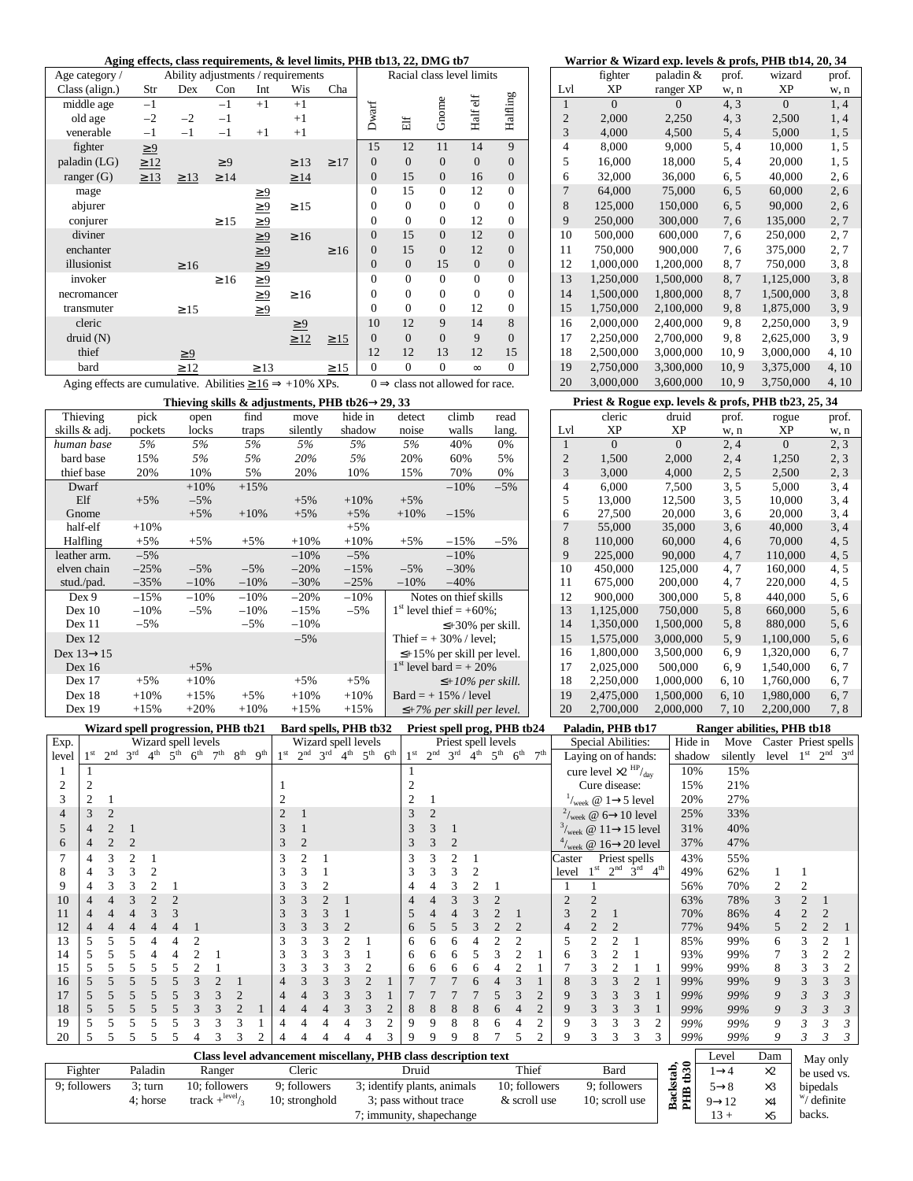### Aging effects, class requirements, & level limits, PHB tb13, 22, DMG tb7

| Age category / Class (align.) | Str | Dex | Con | Int | Wis | Cha | Dwarf | Elf | Gnome | Half elf | Halfling |
|---|---|---|---|---|---|---|---|---|---|---|---|
| | Ability adjustments / requirements | | | | | | Racial class level limits | | | | |
| middle age | –1 | | –1 | +1 | +1 | | | | | | |
| old age | –2 | –2 | –1 | | +1 | | | | | | |
| venerable | –1 | –1 | –1 | +1 | +1 | | | | | | |
| fighter | ≥9 | | | | | | 15 | 12 | 11 | 14 | 9 |
| paladin (LG) | ≥12 | | ≥9 | | ≥13 | ≥17 | 0 | 0 | 0 | 0 | 0 |
| ranger (G) | ≥13 | ≥13 | ≥14 | | ≥14 | | 0 | 15 | 0 | 16 | 0 |
| mage | | | | ≥9 | | | 0 | 15 | 0 | 12 | 0 |
| abjurer | | | | ≥9 | ≥15 | | 0 | 0 | 0 | 0 | 0 |
| conjurer | | | ≥15 | ≥9 | | | 0 | 0 | 0 | 12 | 0 |
| diviner | | | | ≥9 | ≥16 | | 0 | 15 | 0 | 12 | 0 |
| enchanter | | | | ≥9 | | ≥16 | 0 | 15 | 0 | 12 | 0 |
| illusionist | | ≥16 | | ≥9 | | | 0 | 0 | 15 | 0 | 0 |
| invoker | | | ≥16 | ≥9 | | | 0 | 0 | 0 | 0 | 0 |
| necromancer | | | | ≥9 | ≥16 | | 0 | 0 | 0 | 0 | 0 |
| transmuter | | ≥15 | | ≥9 | | | 0 | 0 | 0 | 12 | 0 |
| cleric | | | | | ≥9 | | 10 | 12 | 9 | 14 | 8 |
| druid (N) | | | | | ≥12 | ≥15 | 0 | 0 | 0 | 9 | 0 |
| thief | | ≥9 | | | | | 12 | 12 | 13 | 12 | 15 |
| bard | | ≥12 | | ≥13 | | ≥15 | 0 | 0 | 0 | ∞ | 0 |

Aging effects are cumulative. Abilities ≥16 ⇒ +10% XPs. 0 ⇒ class not allowed for race.

### Warrior & Wizard exp. levels & profs, PHB tb14, 20, 34

| Lvl | fighter XP | paladin & ranger XP | prof. w, n | wizard XP | prof. w, n |
|---|---|---|---|---|---|
| 1 | 0 | 0 | 4, 3 | 0 | 1, 4 |
| 2 | 2,000 | 2,250 | 4, 3 | 2,500 | 1, 4 |
| 3 | 4,000 | 4,500 | 5, 4 | 5,000 | 1, 5 |
| 4 | 8,000 | 9,000 | 5, 4 | 10,000 | 1, 5 |
| 5 | 16,000 | 18,000 | 5, 4 | 20,000 | 1, 5 |
| 6 | 32,000 | 36,000 | 6, 5 | 40,000 | 2, 6 |
| 7 | 64,000 | 75,000 | 6, 5 | 60,000 | 2, 6 |
| 8 | 125,000 | 150,000 | 6, 5 | 90,000 | 2, 6 |
| 9 | 250,000 | 300,000 | 7, 6 | 135,000 | 2, 7 |
| 10 | 500,000 | 600,000 | 7, 6 | 250,000 | 2, 7 |
| 11 | 750,000 | 900,000 | 7, 6 | 375,000 | 2, 7 |
| 12 | 1,000,000 | 1,200,000 | 8, 7 | 750,000 | 3, 8 |
| 13 | 1,250,000 | 1,500,000 | 8, 7 | 1,125,000 | 3, 8 |
| 14 | 1,500,000 | 1,800,000 | 8, 7 | 1,500,000 | 3, 8 |
| 15 | 1,750,000 | 2,100,000 | 9, 8 | 1,875,000 | 3, 9 |
| 16 | 2,000,000 | 2,400,000 | 9, 8 | 2,250,000 | 3, 9 |
| 17 | 2,250,000 | 2,700,000 | 9, 8 | 2,625,000 | 3, 9 |
| 18 | 2,500,000 | 3,000,000 | 10, 9 | 3,000,000 | 4, 10 |
| 19 | 2,750,000 | 3,300,000 | 10, 9 | 3,375,000 | 4, 10 |
| 20 | 3,000,000 | 3,600,000 | 10, 9 | 3,750,000 | 4, 10 |

### Thieving skills & adjustments, PHB tb26→29, 33

| Thieving skills & adj. | pick pockets | open locks | find traps | move silently | hide in shadow | detect noise | climb walls | read lang. |
|---|---|---|---|---|---|---|---|---|
| *human base* | *5%* | *5%* | *5%* | *5%* | *5%* | *5%* | *40%* | *0%* |
| bard base | 15% | 5% | 5% | 20% | 5% | 20% | 60% | 5% |
| thief base | 20% | 10% | 5% | 20% | 10% | 15% | 70% | 0% |
| Dwarf | | +10% | +15% | | | | –10% | –5% |
| Elf | +5% | –5% | | +5% | +10% | +5% | | |
| Gnome | | +5% | +10% | +5% | +5% | +10% | –15% | |
| half-elf | +10% | | | | +5% | | | |
| Halfling | +5% | +5% | +5% | +10% | +10% | +5% | –15% | –5% |
| leather arm. | –5% | | | –10% | –5% | | –10% | |
| elven chain | –25% | –5% | –5% | –20% | –15% | –5% | –30% | |
| stud./pad. | –35% | –10% | –10% | –30% | –25% | –10% | –40% | |
| Dex 9 | –15% | –10% | –10% | –20% | –10% | Notes on thief skills | | |
| Dex 10 | –10% | –5% | –10% | –15% | –5% | 1st level thief = +60%; | | |
| Dex 11 | –5% | | –5% | –10% | | ≤+30% per skill. | | |
| Dex 12 | | | | –5% | | Thief = + 30% / level; | | |
| Dex 13→15 | | | | | | ≤+15% per skill per level. | | |
| Dex 16 | | +5% | | | | 1st level bard = + 20% | | |
| Dex 17 | +5% | +10% | | +5% | +5% | *≤+10% per skill.* | | |
| Dex 18 | +10% | +15% | +5% | +10% | +10% | Bard = + 15% / level | | |
| Dex 19 | +15% | +20% | +10% | +15% | +15% | *≤+7% per skill per level.* | | |

### Priest & Rogue exp. levels & profs, PHB tb23, 25, 34

| Lvl | cleric XP | druid XP | prof. w, n | rogue XP | prof. w, n |
|---|---|---|---|---|---|
| 1 | 0 | 0 | 2, 4 | 0 | 2, 3 |
| 2 | 1,500 | 2,000 | 2, 4 | 1,250 | 2, 3 |
| 3 | 3,000 | 4,000 | 2, 5 | 2,500 | 2, 3 |
| 4 | 6,000 | 7,500 | 3, 5 | 5,000 | 3, 4 |
| 5 | 13,000 | 12,500 | 3, 5 | 10,000 | 3, 4 |
| 6 | 27,500 | 20,000 | 3, 6 | 20,000 | 3, 4 |
| 7 | 55,000 | 35,000 | 3, 6 | 40,000 | 3, 4 |
| 8 | 110,000 | 60,000 | 4, 6 | 70,000 | 4, 5 |
| 9 | 225,000 | 90,000 | 4, 7 | 110,000 | 4, 5 |
| 10 | 450,000 | 125,000 | 4, 7 | 160,000 | 4, 5 |
| 11 | 675,000 | 200,000 | 4, 7 | 220,000 | 4, 5 |
| 12 | 900,000 | 300,000 | 5, 8 | 440,000 | 5, 6 |
| 13 | 1,125,000 | 750,000 | 5, 8 | 660,000 | 5, 6 |
| 14 | 1,350,000 | 1,500,000 | 5, 8 | 880,000 | 5, 6 |
| 15 | 1,575,000 | 3,000,000 | 5, 9 | 1,100,000 | 5, 6 |
| 16 | 1,800,000 | 3,500,000 | 6, 9 | 1,320,000 | 6, 7 |
| 17 | 2,025,000 | 500,000 | 6, 9 | 1,540,000 | 6, 7 |
| 18 | 2,250,000 | 1,000,000 | 6, 10 | 1,760,000 | 6, 7 |
| 19 | 2,475,000 | 1,500,000 | 6, 10 | 1,980,000 | 6, 7 |
| 20 | 2,700,000 | 2,000,000 | 7, 10 | 2,200,000 | 7, 8 |

### Wizard spell progression, PHB tb21 / Bard spells, PHB tb32 / Priest spell prog, PHB tb24

| Exp. level | W 1st | W 2nd | W 3rd | W 4th | W 5th | W 6th | W 7th | W 8th | W 9th | B 1st | B 2nd | B 3rd | B 4th | B 5th | B 6th | P 1st | P 2nd | P 3rd | P 4th | P 5th | P 6th | P 7th |
|---|---|---|---|---|---|---|---|---|---|---|---|---|---|---|---|---|---|---|---|---|---|---|
| 1 | 1 | | | | | | | | | | | | | | | 1 | | | | | | |
| 2 | 2 | | | | | | | | | 1 | | | | | | 2 | | | | | | |
| 3 | 2 | 1 | | | | | | | | 2 | | | | | | 2 | 1 | | | | | |
| 4 | 3 | 2 | | | | | | | | 2 | 1 | | | | | 3 | 2 | | | | | |
| 5 | 4 | 2 | 1 | | | | | | | 3 | 1 | | | | | 3 | 3 | 1 | | | | |
| 6 | 4 | 2 | 2 | | | | | | | 3 | 2 | | | | | 3 | 3 | 2 | | | | |
| 7 | 4 | 3 | 2 | 1 | | | | | | 3 | 2 | 1 | | | | 3 | 3 | 2 | 1 | | | |
| 8 | 4 | 3 | 3 | 2 | | | | | | 3 | 3 | 1 | | | | 3 | 3 | 3 | 2 | | | |
| 9 | 4 | 3 | 3 | 2 | 1 | | | | | 3 | 3 | 2 | | | | 4 | 4 | 3 | 2 | 1 | | |
| 10 | 4 | 4 | 3 | 2 | 2 | | | | | 3 | 3 | 2 | 1 | | | 4 | 4 | 3 | 3 | 2 | | |
| 11 | 4 | 4 | 4 | 3 | 3 | | | | | 3 | 3 | 3 | 1 | | | 5 | 4 | 4 | 3 | 2 | 1 | |
| 12 | 4 | 4 | 4 | 4 | 4 | 1 | | | | 3 | 3 | 3 | 2 | | | 6 | 5 | 5 | 3 | 2 | 2 | |
| 13 | 5 | 5 | 5 | 4 | 4 | 2 | | | | 3 | 3 | 3 | 2 | 1 | | 6 | 6 | 6 | 4 | 2 | 2 | |
| 14 | 5 | 5 | 5 | 4 | 4 | 2 | 1 | | | 3 | 3 | 3 | 3 | 1 | | 6 | 6 | 6 | 5 | 3 | 2 | 1 |
| 15 | 5 | 5 | 5 | 5 | 5 | 2 | 1 | | | 3 | 3 | 3 | 3 | 2 | | 6 | 6 | 6 | 6 | 4 | 2 | 1 |
| 16 | 5 | 5 | 5 | 5 | 5 | 3 | 2 | 1 | | 4 | 3 | 3 | 3 | 2 | 1 | 7 | 7 | 7 | 6 | 4 | 3 | 1 |
| 17 | 5 | 5 | 5 | 5 | 5 | 3 | 3 | 2 | | 4 | 4 | 3 | 3 | 3 | 1 | 7 | 7 | 7 | 7 | 5 | 3 | 2 |
| 18 | 5 | 5 | 5 | 5 | 5 | 3 | 3 | 2 | 1 | 4 | 4 | 4 | 3 | 3 | 2 | 8 | 8 | 8 | 8 | 6 | 4 | 2 |
| 19 | 5 | 5 | 5 | 5 | 5 | 3 | 3 | 3 | 1 | 4 | 4 | 4 | 4 | 3 | 2 | 9 | 9 | 8 | 8 | 6 | 4 | 2 |
| 20 | 5 | 5 | 5 | 5 | 5 | 4 | 3 | 3 | 2 | 4 | 4 | 4 | 4 | 4 | 3 | 9 | 9 | 9 | 8 | 7 | 5 | 2 |

### Paladin, PHB tb17

Special Abilities:
- Laying on of hands: cure level ×2 HP/day
- Cure disease: 1/week @ 1→5 level; 2/week @ 6→10 level; 3/week @ 11→15 level; 4/week @ 16→20 level

| Caster level | 1st | 2nd | 3rd | 4th |
|---|---|---|---|---|
| 1 | 1 | | | |
| 2 | 2 | | | |
| 3 | 2 | 1 | | |
| 4 | 2 | 2 | | |
| 5 | 2 | 2 | 1 | |
| 6 | 3 | 2 | 1 | |
| 7 | 3 | 2 | 1 | 1 |
| 8 | 3 | 3 | 2 | 1 |
| 9 | 3 | 3 | 3 | 1 |
| 9 | 3 | 3 | 3 | 1 |
| 9 | 3 | 3 | 3 | 2 |
| 9 | 3 | 3 | 3 | 3 |

(Caster level rows correspond to paladin levels 9–20.)

### Ranger abilities, PHB tb18

| Lvl | Hide in shadow | Move silently | Caster level | Priest 1st | Priest 2nd | Priest 3rd |
|---|---|---|---|---|---|---|
| 1 | 10% | 15% | | | | |
| 2 | 15% | 21% | | | | |
| 3 | 20% | 27% | | | | |
| 4 | 25% | 33% | | | | |
| 5 | 31% | 40% | | | | |
| 6 | 37% | 47% | | | | |
| 7 | 43% | 55% | | | | |
| 8 | 49% | 62% | 1 | 1 | | |
| 9 | 56% | 70% | 2 | 2 | | |
| 10 | 63% | 78% | 3 | 2 | 1 | |
| 11 | 70% | 86% | 4 | 2 | 2 | |
| 12 | 77% | 94% | 5 | 2 | 2 | 1 |
| 13 | 85% | 99% | 6 | 3 | 2 | 1 |
| 14 | 93% | 99% | 7 | 3 | 2 | 2 |
| 15 | 99% | 99% | 8 | 3 | 3 | 2 |
| 16 | 99% | 99% | 9 | 3 | 3 | 3 |
| 17 | *99%* | *99%* | *9* | *3* | *3* | *3* |
| 18 | *99%* | *99%* | *9* | *3* | *3* | *3* |
| 19 | *99%* | *99%* | *9* | *3* | *3* | *3* |
| 20 | *99%* | *99%* | *9* | *3* | *3* | *3* |

### Class level advancement miscellany, PHB class description text

| Fighter | Paladin | Ranger | Cleric | Druid | Thief | Bard |
|---|---|---|---|---|---|---|
| 9: followers | 3: turn | 10: followers | 9: followers | 3: identify plants, animals | 10: followers | 9: followers |
| | 4: horse | track +level/3 | 10: stronghold | 3: pass without trace | & scroll use | 10: scroll use |
| | | | | 7: immunity, shapechange | | |

### Backstab, PHB tb30

| Level | Dam |
|---|---|
| 1→4 | ×2 |
| 5→8 | ×3 |
| 9→12 | ×4 |
| 13 + | ×5 |

May only be used vs. bipedals w/ definite backs.